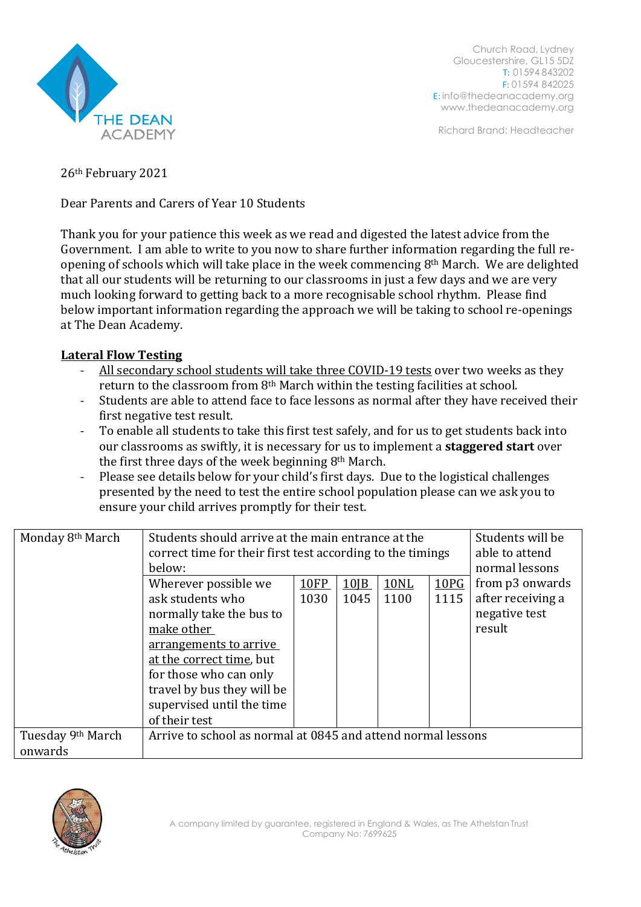Church Road, Lydney
Gloucestershire, GL15 5DZ
T: 01594 843202
F: 01594 842025
E: info@thedeanacademy.org
www.thedeanacademy.org

Richard Brand: Headteacher

26th February 2021

Dear Parents and Carers of Year 10 Students

Thank you for your patience this week as we read and digested the latest advice from the Government. I am able to write to you now to share further information regarding the full re-opening of schools which will take place in the week commencing 8th March. We are delighted that all our students will be returning to our classrooms in just a few days and we are very much looking forward to getting back to a more recognisable school rhythm. Please find below important information regarding the approach we will be taking to school re-openings at The Dean Academy.

## Lateral Flow Testing

- All secondary school students will take three COVID-19 tests over two weeks as they return to the classroom from 8th March within the testing facilities at school.
- Students are able to attend face to face lessons as normal after they have received their first negative test result.
- To enable all students to take this first test safely, and for us to get students back into our classrooms as swiftly, it is necessary for us to implement a **staggered start** over the first three days of the week beginning 8th March.
- Please see details below for your child's first days. Due to the logistical challenges presented by the need to test the entire school population please can we ask you to ensure your child arrives promptly for their test.

| Monday 8th March | Students should arrive at the main entrance at the correct time for their first test according to the timings below: | | | | | Students will be able to attend normal lessons from p3 onwards after receiving a negative test result |
|---|---|---|---|---|---|---|
| | Wherever possible we ask students who normally take the bus to make other arrangements to arrive at the correct time, but for those who can only travel by bus they will be supervised until the time of their test | 10FP 1030 | 10JB 1045 | 10NL 1100 | 10PG 1115 | |
| Tuesday 9th March onwards | Arrive to school as normal at 0845 and attend normal lessons | | | | | |

A company limited by guarantee, registered in England & Wales, as The Athelstan Trust
Company No: 7699625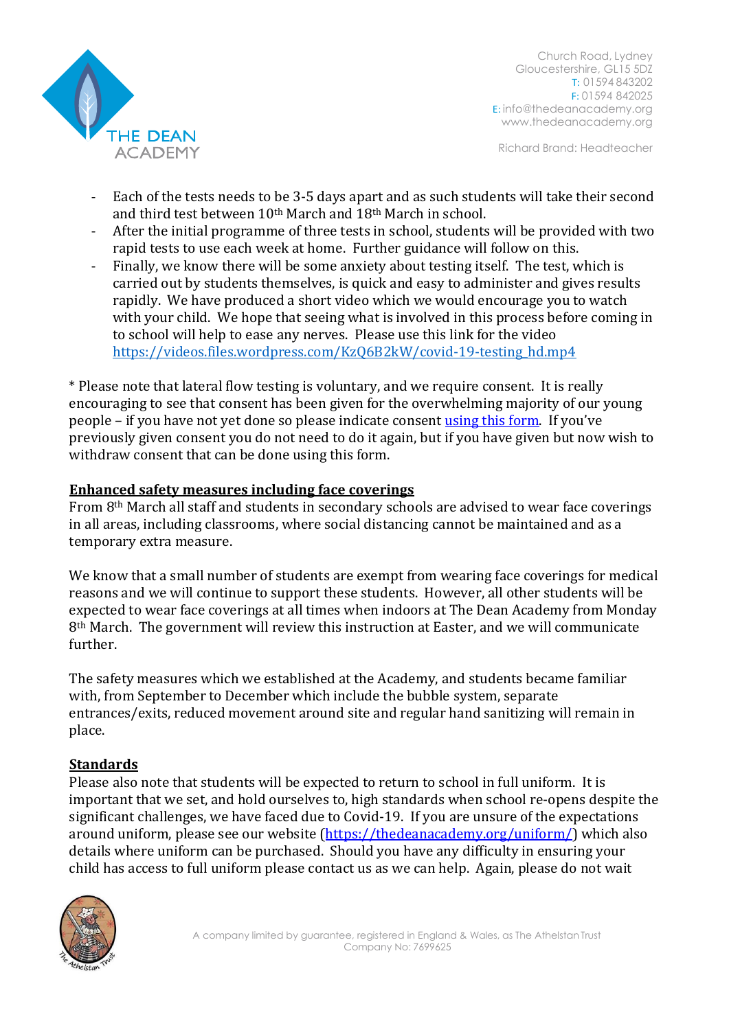- Each of the tests needs to be 3-5 days apart and as such students will take their second and third test between 10th March and 18th March in school.
- After the initial programme of three tests in school, students will be provided with two rapid tests to use each week at home. Further guidance will follow on this.
- Finally, we know there will be some anxiety about testing itself. The test, which is carried out by students themselves, is quick and easy to administer and gives results rapidly. We have produced a short video which we would encourage you to watch with your child. We hope that seeing what is involved in this process before coming in to school will help to ease any nerves. Please use this link for the video https://videos.files.wordpress.com/KzQ6B2kW/covid-19-testing_hd.mp4

* Please note that lateral flow testing is voluntary, and we require consent. It is really encouraging to see that consent has been given for the overwhelming majority of our young people – if you have not yet done so please indicate consent using this form. If you've previously given consent you do not need to do it again, but if you have given but now wish to withdraw consent that can be done using this form.

**Enhanced safety measures including face coverings**

From 8th March all staff and students in secondary schools are advised to wear face coverings in all areas, including classrooms, where social distancing cannot be maintained and as a temporary extra measure.

We know that a small number of students are exempt from wearing face coverings for medical reasons and we will continue to support these students. However, all other students will be expected to wear face coverings at all times when indoors at The Dean Academy from Monday 8th March. The government will review this instruction at Easter, and we will communicate further.

The safety measures which we established at the Academy, and students became familiar with, from September to December which include the bubble system, separate entrances/exits, reduced movement around site and regular hand sanitizing will remain in place.

**Standards**

Please also note that students will be expected to return to school in full uniform. It is important that we set, and hold ourselves to, high standards when school re-opens despite the significant challenges, we have faced due to Covid-19. If you are unsure of the expectations around uniform, please see our website (https://thedeanacademy.org/uniform/) which also details where uniform can be purchased. Should you have any difficulty in ensuring your child has access to full uniform please contact us as we can help. Again, please do not wait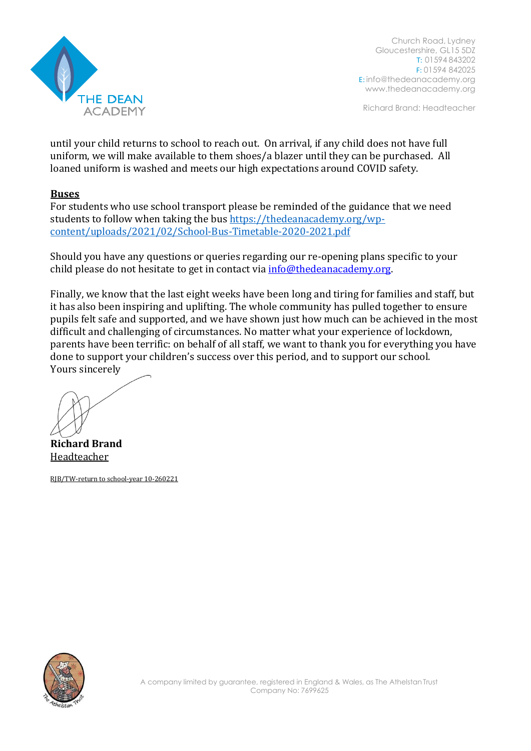until your child returns to school to reach out. On arrival, if any child does not have full uniform, we will make available to them shoes/a blazer until they can be purchased. All loaned uniform is washed and meets our high expectations around COVID safety.

**Buses**

For students who use school transport please be reminded of the guidance that we need students to follow when taking the bus https://thedeanacademy.org/wp-content/uploads/2021/02/School-Bus-Timetable-2020-2021.pdf

Should you have any questions or queries regarding our re-opening plans specific to your child please do not hesitate to get in contact via info@thedeanacademy.org.

Finally, we know that the last eight weeks have been long and tiring for families and staff, but it has also been inspiring and uplifting. The whole community has pulled together to ensure pupils felt safe and supported, and we have shown just how much can be achieved in the most difficult and challenging of circumstances. No matter what your experience of lockdown, parents have been terrific: on behalf of all staff, we want to thank you for everything you have done to support your children's success over this period, and to support our school.

Yours sincerely

**Richard Brand**

Headteacher

RJB/TW-return to school-year 10-260221